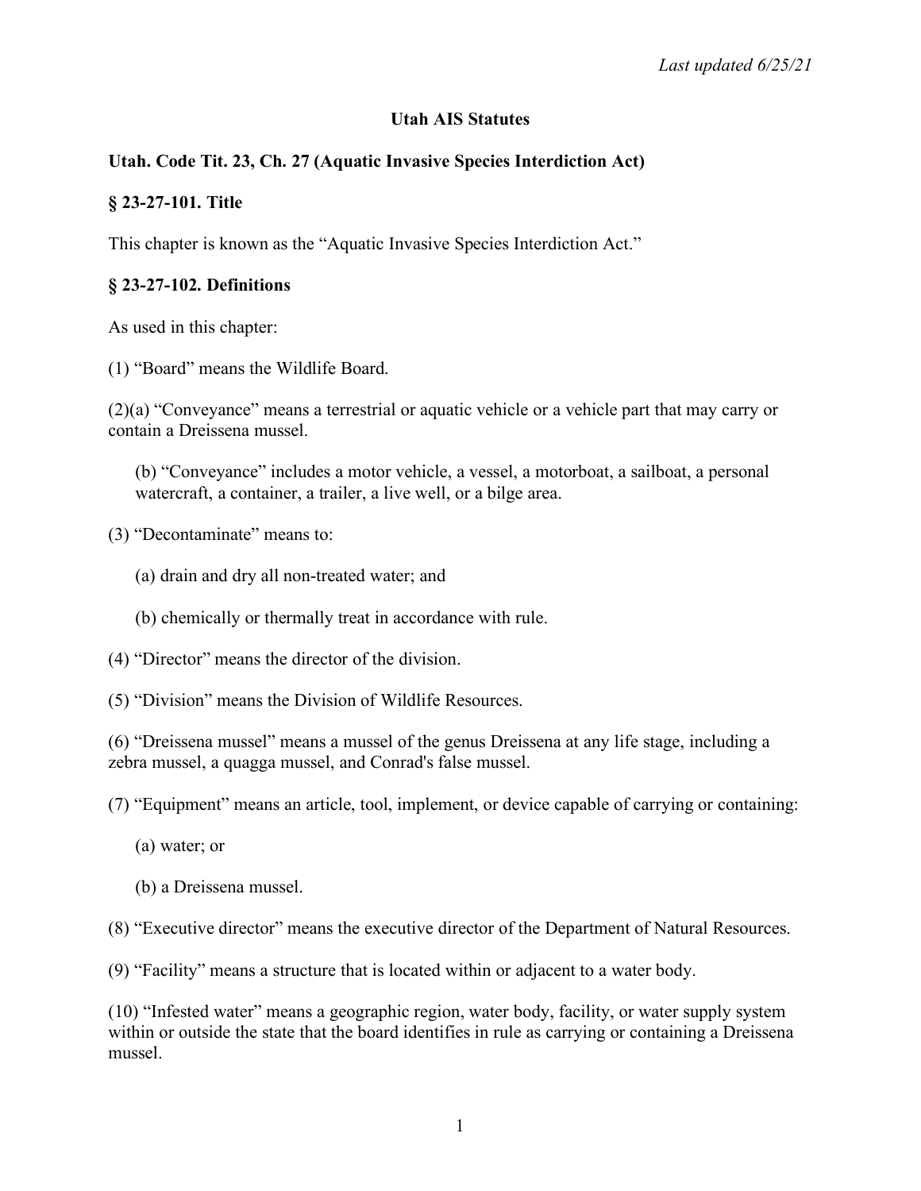*Last updated 6/25/21*

# Utah AIS Statutes

## Utah. Code Tit. 23, Ch. 27 (Aquatic Invasive Species Interdiction Act)

### § 23-27-101. Title

This chapter is known as the "Aquatic Invasive Species Interdiction Act."

### § 23-27-102. Definitions

As used in this chapter:

(1) "Board" means the Wildlife Board.

(2)(a) "Conveyance" means a terrestrial or aquatic vehicle or a vehicle part that may carry or contain a Dreissena mussel.

> (b) "Conveyance" includes a motor vehicle, a vessel, a motorboat, a sailboat, a personal watercraft, a container, a trailer, a live well, or a bilge area.

(3) "Decontaminate" means to:

> (a) drain and dry all non-treated water; and
>
> (b) chemically or thermally treat in accordance with rule.

(4) "Director" means the director of the division.

(5) "Division" means the Division of Wildlife Resources.

(6) "Dreissena mussel" means a mussel of the genus Dreissena at any life stage, including a zebra mussel, a quagga mussel, and Conrad's false mussel.

(7) "Equipment" means an article, tool, implement, or device capable of carrying or containing:

> (a) water; or
>
> (b) a Dreissena mussel.

(8) "Executive director" means the executive director of the Department of Natural Resources.

(9) "Facility" means a structure that is located within or adjacent to a water body.

(10) "Infested water" means a geographic region, water body, facility, or water supply system within or outside the state that the board identifies in rule as carrying or containing a Dreissena mussel.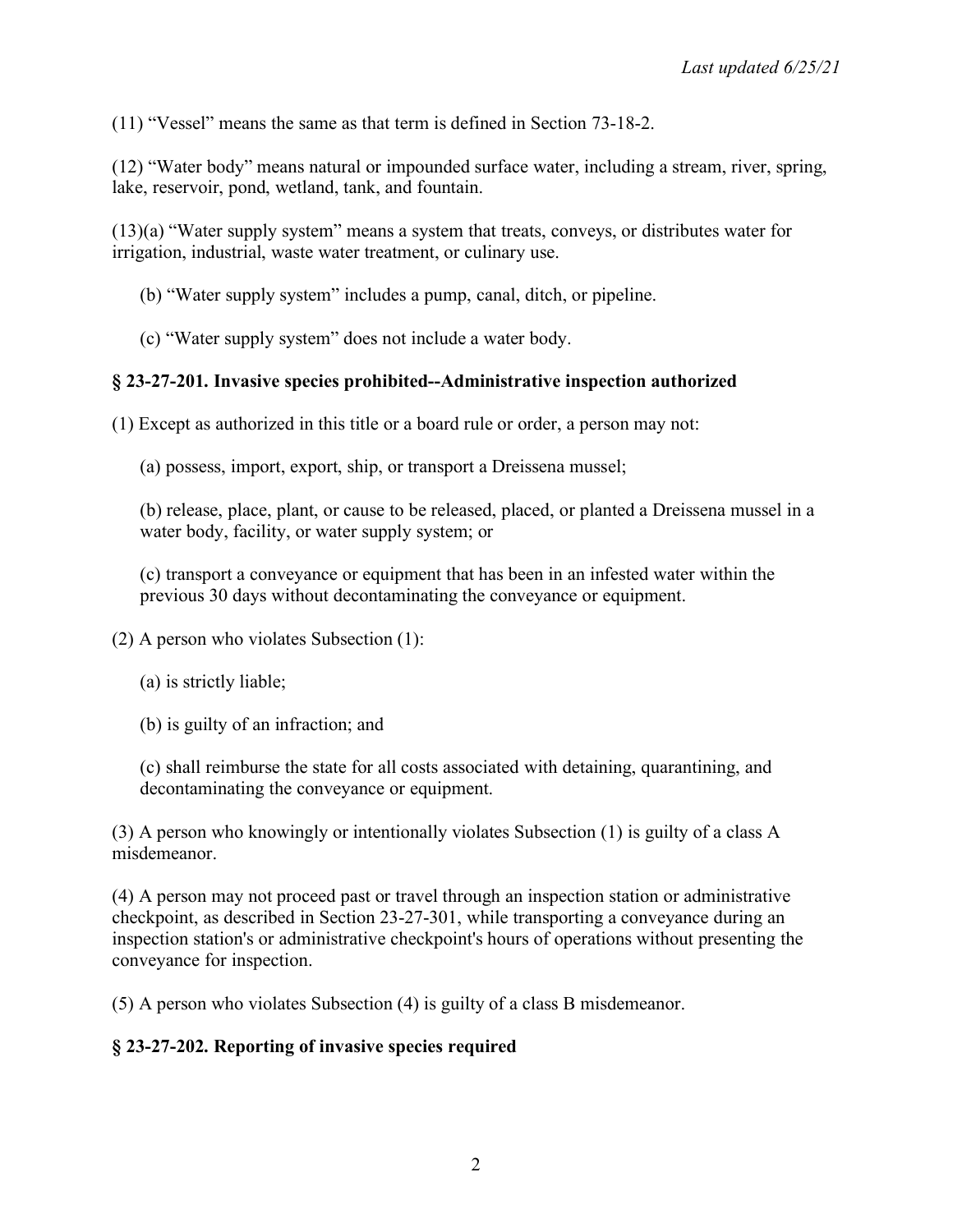(11) "Vessel" means the same as that term is defined in Section 73-18-2.

(12) "Water body" means natural or impounded surface water, including a stream, river, spring, lake, reservoir, pond, wetland, tank, and fountain.

(13)(a) "Water supply system" means a system that treats, conveys, or distributes water for irrigation, industrial, waste water treatment, or culinary use.

(b) "Water supply system" includes a pump, canal, ditch, or pipeline.

(c) "Water supply system" does not include a water body.

### § 23-27-201. Invasive species prohibited--Administrative inspection authorized

(1) Except as authorized in this title or a board rule or order, a person may not:

(a) possess, import, export, ship, or transport a Dreissena mussel;

(b) release, place, plant, or cause to be released, placed, or planted a Dreissena mussel in a water body, facility, or water supply system; or

(c) transport a conveyance or equipment that has been in an infested water within the previous 30 days without decontaminating the conveyance or equipment.

(2) A person who violates Subsection (1):

(a) is strictly liable;

(b) is guilty of an infraction; and

(c) shall reimburse the state for all costs associated with detaining, quarantining, and decontaminating the conveyance or equipment.

(3) A person who knowingly or intentionally violates Subsection (1) is guilty of a class A misdemeanor.

(4) A person may not proceed past or travel through an inspection station or administrative checkpoint, as described in Section 23-27-301, while transporting a conveyance during an inspection station's or administrative checkpoint's hours of operations without presenting the conveyance for inspection.

(5) A person who violates Subsection (4) is guilty of a class B misdemeanor.

### § 23-27-202. Reporting of invasive species required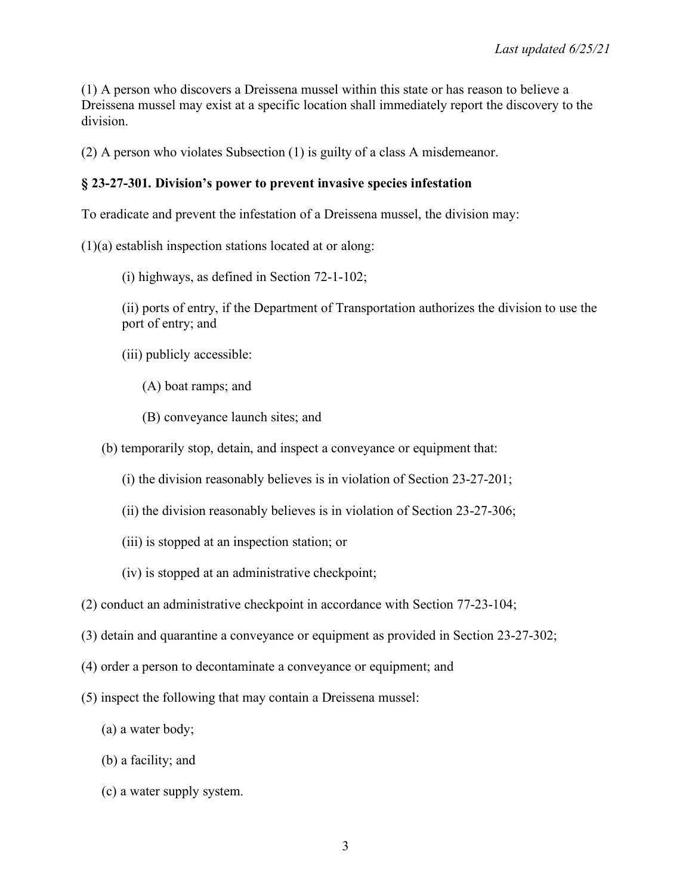(1) A person who discovers a Dreissena mussel within this state or has reason to believe a Dreissena mussel may exist at a specific location shall immediately report the discovery to the division.

(2) A person who violates Subsection (1) is guilty of a class A misdemeanor.

**§ 23-27-301. Division's power to prevent invasive species infestation**

To eradicate and prevent the infestation of a Dreissena mussel, the division may:

(1)(a) establish inspection stations located at or along:

(i) highways, as defined in Section 72-1-102;

(ii) ports of entry, if the Department of Transportation authorizes the division to use the port of entry; and

(iii) publicly accessible:

(A) boat ramps; and

(B) conveyance launch sites; and

(b) temporarily stop, detain, and inspect a conveyance or equipment that:

(i) the division reasonably believes is in violation of Section 23-27-201;

(ii) the division reasonably believes is in violation of Section 23-27-306;

(iii) is stopped at an inspection station; or

(iv) is stopped at an administrative checkpoint;

(2) conduct an administrative checkpoint in accordance with Section 77-23-104;

(3) detain and quarantine a conveyance or equipment as provided in Section 23-27-302;

(4) order a person to decontaminate a conveyance or equipment; and

(5) inspect the following that may contain a Dreissena mussel:

(a) a water body;

(b) a facility; and

(c) a water supply system.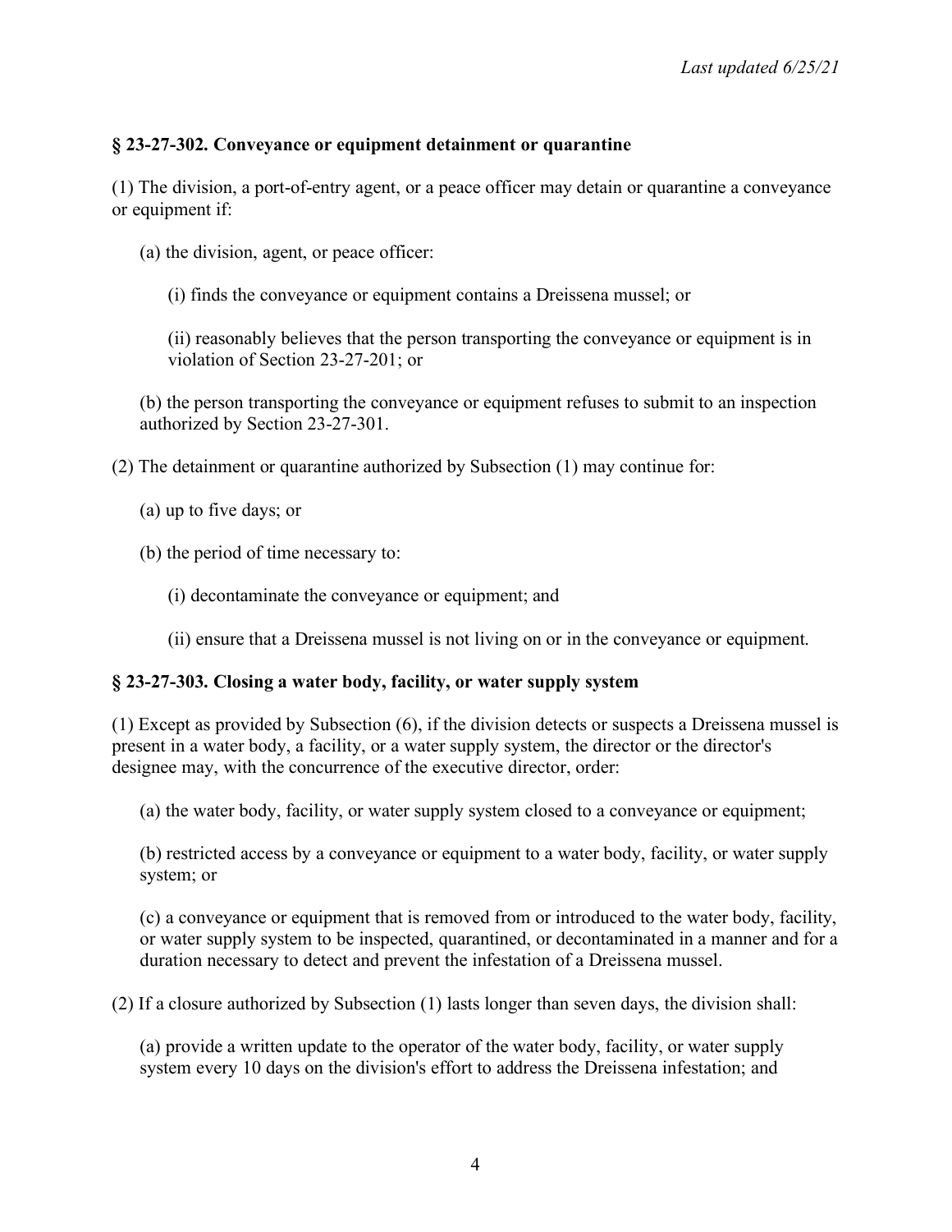### § 23-27-302. Conveyance or equipment detainment or quarantine

(1) The division, a port-of-entry agent, or a peace officer may detain or quarantine a conveyance or equipment if:

(a) the division, agent, or peace officer:

(i) finds the conveyance or equipment contains a Dreissena mussel; or

(ii) reasonably believes that the person transporting the conveyance or equipment is in violation of Section 23-27-201; or

(b) the person transporting the conveyance or equipment refuses to submit to an inspection authorized by Section 23-27-301.

(2) The detainment or quarantine authorized by Subsection (1) may continue for:

(a) up to five days; or

(b) the period of time necessary to:

(i) decontaminate the conveyance or equipment; and

(ii) ensure that a Dreissena mussel is not living on or in the conveyance or equipment.

### § 23-27-303. Closing a water body, facility, or water supply system

(1) Except as provided by Subsection (6), if the division detects or suspects a Dreissena mussel is present in a water body, a facility, or a water supply system, the director or the director's designee may, with the concurrence of the executive director, order:

(a) the water body, facility, or water supply system closed to a conveyance or equipment;

(b) restricted access by a conveyance or equipment to a water body, facility, or water supply system; or

(c) a conveyance or equipment that is removed from or introduced to the water body, facility, or water supply system to be inspected, quarantined, or decontaminated in a manner and for a duration necessary to detect and prevent the infestation of a Dreissena mussel.

(2) If a closure authorized by Subsection (1) lasts longer than seven days, the division shall:

(a) provide a written update to the operator of the water body, facility, or water supply system every 10 days on the division's effort to address the Dreissena infestation; and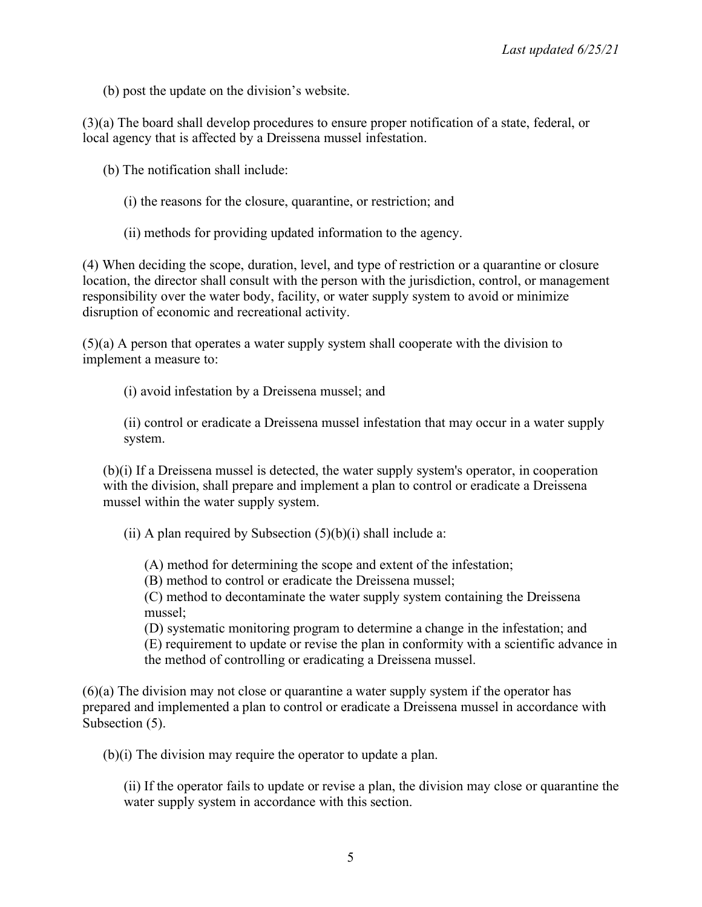(b) post the update on the division's website.

(3)(a) The board shall develop procedures to ensure proper notification of a state, federal, or local agency that is affected by a Dreissena mussel infestation.

(b) The notification shall include:

(i) the reasons for the closure, quarantine, or restriction; and

(ii) methods for providing updated information to the agency.

(4) When deciding the scope, duration, level, and type of restriction or a quarantine or closure location, the director shall consult with the person with the jurisdiction, control, or management responsibility over the water body, facility, or water supply system to avoid or minimize disruption of economic and recreational activity.

(5)(a) A person that operates a water supply system shall cooperate with the division to implement a measure to:

(i) avoid infestation by a Dreissena mussel; and

(ii) control or eradicate a Dreissena mussel infestation that may occur in a water supply system.

(b)(i) If a Dreissena mussel is detected, the water supply system's operator, in cooperation with the division, shall prepare and implement a plan to control or eradicate a Dreissena mussel within the water supply system.

(ii) A plan required by Subsection (5)(b)(i) shall include a:

(A) method for determining the scope and extent of the infestation;
(B) method to control or eradicate the Dreissena mussel;
(C) method to decontaminate the water supply system containing the Dreissena mussel;
(D) systematic monitoring program to determine a change in the infestation; and
(E) requirement to update or revise the plan in conformity with a scientific advance in the method of controlling or eradicating a Dreissena mussel.

(6)(a) The division may not close or quarantine a water supply system if the operator has prepared and implemented a plan to control or eradicate a Dreissena mussel in accordance with Subsection (5).

(b)(i) The division may require the operator to update a plan.

(ii) If the operator fails to update or revise a plan, the division may close or quarantine the water supply system in accordance with this section.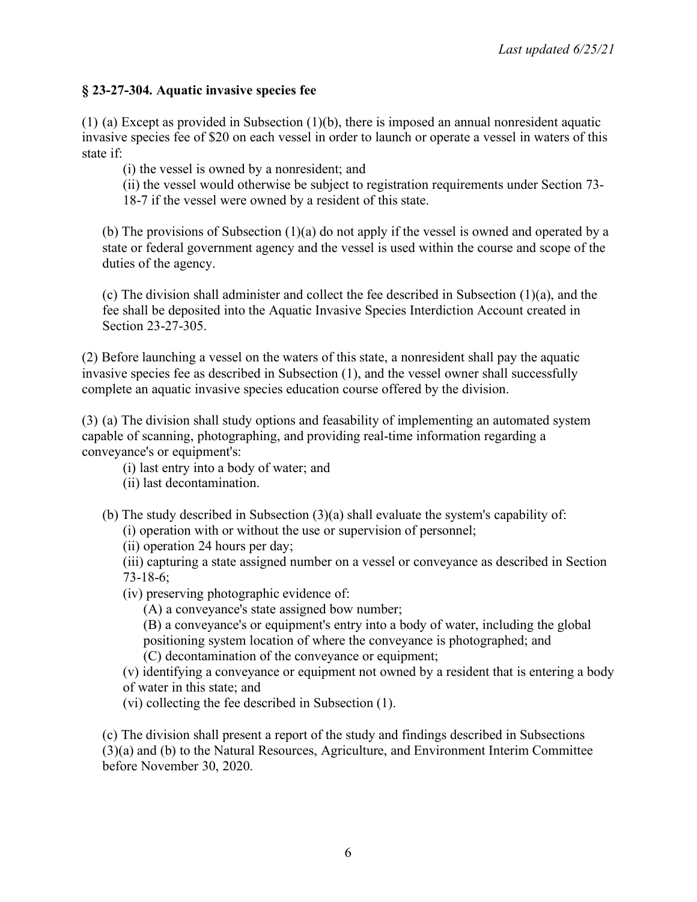## § 23-27-304. Aquatic invasive species fee

(1) (a) Except as provided in Subsection (1)(b), there is imposed an annual nonresident aquatic invasive species fee of $20 on each vessel in order to launch or operate a vessel in waters of this state if:

(i) the vessel is owned by a nonresident; and

(ii) the vessel would otherwise be subject to registration requirements under Section 73-18-7 if the vessel were owned by a resident of this state.

(b) The provisions of Subsection (1)(a) do not apply if the vessel is owned and operated by a state or federal government agency and the vessel is used within the course and scope of the duties of the agency.

(c) The division shall administer and collect the fee described in Subsection (1)(a), and the fee shall be deposited into the Aquatic Invasive Species Interdiction Account created in Section 23-27-305.

(2) Before launching a vessel on the waters of this state, a nonresident shall pay the aquatic invasive species fee as described in Subsection (1), and the vessel owner shall successfully complete an aquatic invasive species education course offered by the division.

(3) (a) The division shall study options and feasability of implementing an automated system capable of scanning, photographing, and providing real-time information regarding a conveyance's or equipment's:

(i) last entry into a body of water; and

(ii) last decontamination.

(b) The study described in Subsection (3)(a) shall evaluate the system's capability of:

(i) operation with or without the use or supervision of personnel;

(ii) operation 24 hours per day;

(iii) capturing a state assigned number on a vessel or conveyance as described in Section 73-18-6;

(iv) preserving photographic evidence of:

(A) a conveyance's state assigned bow number;

(B) a conveyance's or equipment's entry into a body of water, including the global positioning system location of where the conveyance is photographed; and

(C) decontamination of the conveyance or equipment;

(v) identifying a conveyance or equipment not owned by a resident that is entering a body of water in this state; and

(vi) collecting the fee described in Subsection (1).

(c) The division shall present a report of the study and findings described in Subsections (3)(a) and (b) to the Natural Resources, Agriculture, and Environment Interim Committee before November 30, 2020.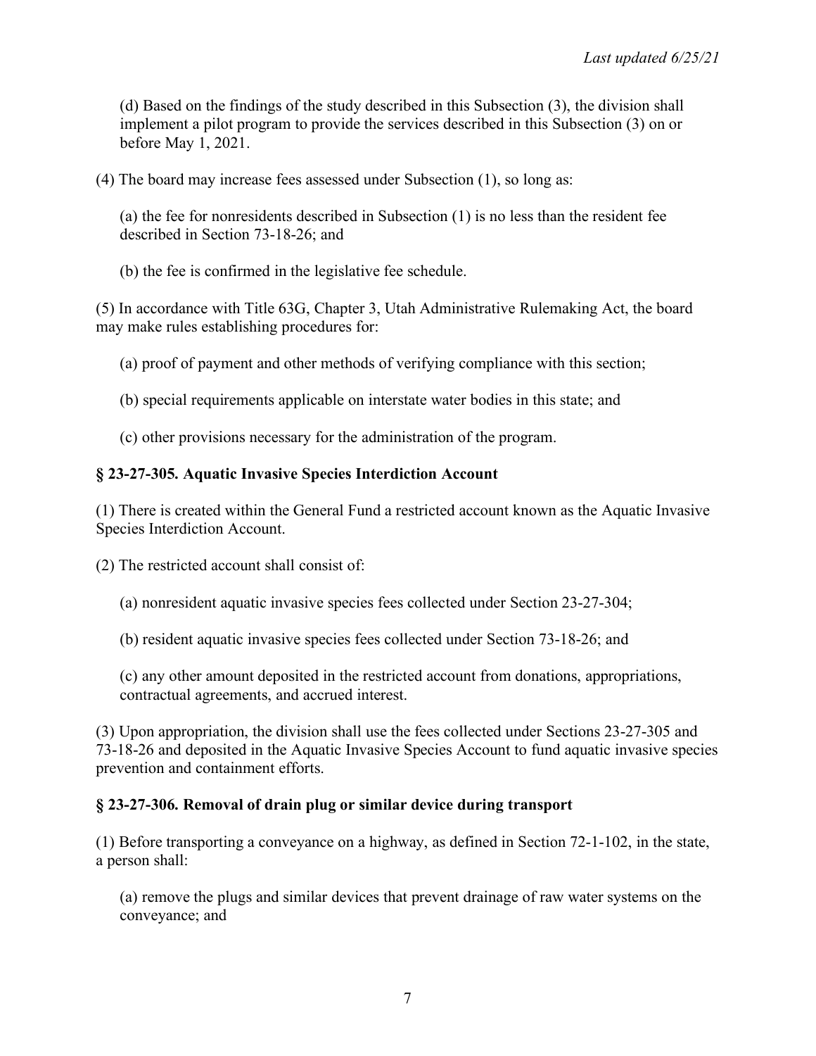(d) Based on the findings of the study described in this Subsection (3), the division shall implement a pilot program to provide the services described in this Subsection (3) on or before May 1, 2021.

(4) The board may increase fees assessed under Subsection (1), so long as:

(a) the fee for nonresidents described in Subsection (1) is no less than the resident fee described in Section 73-18-26; and

(b) the fee is confirmed in the legislative fee schedule.

(5) In accordance with Title 63G, Chapter 3, Utah Administrative Rulemaking Act, the board may make rules establishing procedures for:

(a) proof of payment and other methods of verifying compliance with this section;

(b) special requirements applicable on interstate water bodies in this state; and

(c) other provisions necessary for the administration of the program.

**§ 23-27-305. Aquatic Invasive Species Interdiction Account**

(1) There is created within the General Fund a restricted account known as the Aquatic Invasive Species Interdiction Account.

(2) The restricted account shall consist of:

(a) nonresident aquatic invasive species fees collected under Section 23-27-304;

(b) resident aquatic invasive species fees collected under Section 73-18-26; and

(c) any other amount deposited in the restricted account from donations, appropriations, contractual agreements, and accrued interest.

(3) Upon appropriation, the division shall use the fees collected under Sections 23-27-305 and 73-18-26 and deposited in the Aquatic Invasive Species Account to fund aquatic invasive species prevention and containment efforts.

**§ 23-27-306. Removal of drain plug or similar device during transport**

(1) Before transporting a conveyance on a highway, as defined in Section 72-1-102, in the state, a person shall:

(a) remove the plugs and similar devices that prevent drainage of raw water systems on the conveyance; and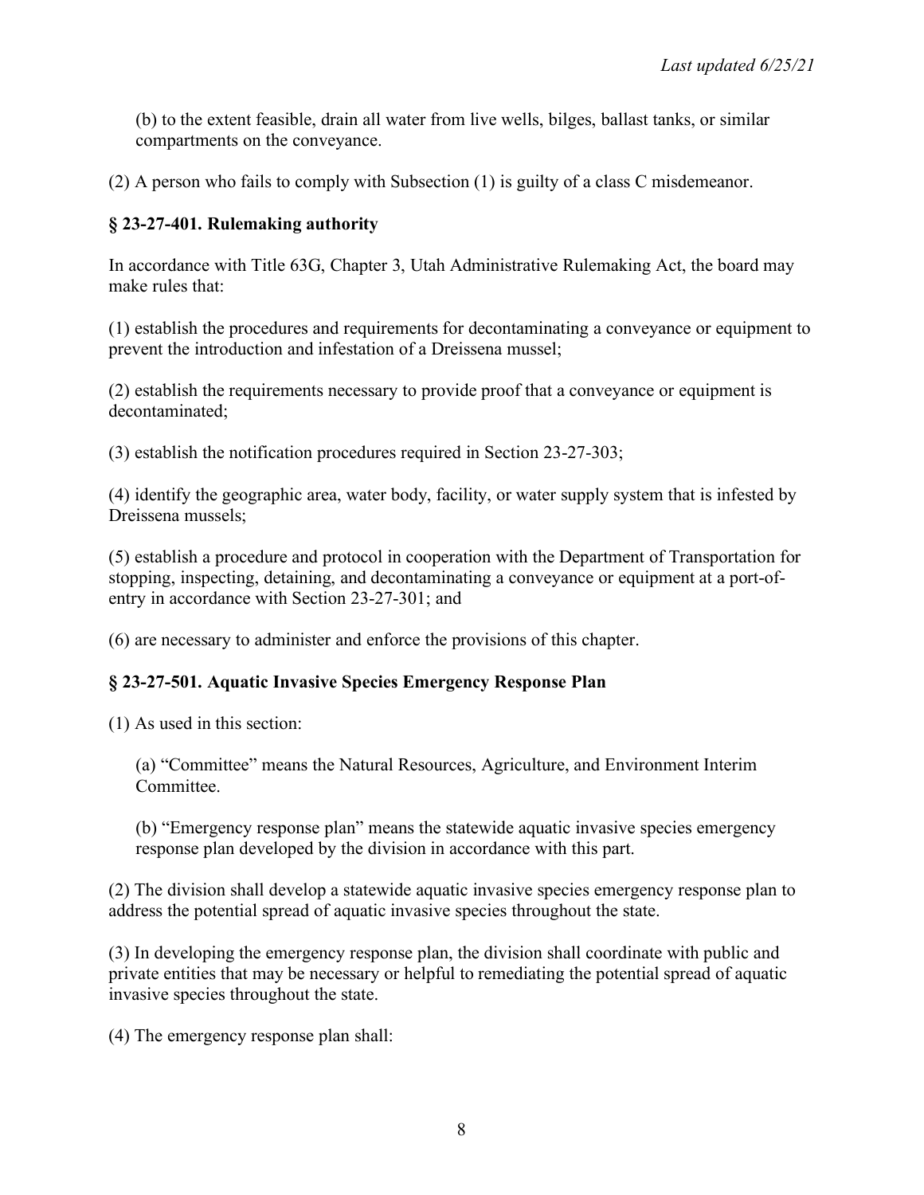(b) to the extent feasible, drain all water from live wells, bilges, ballast tanks, or similar compartments on the conveyance.

(2) A person who fails to comply with Subsection (1) is guilty of a class C misdemeanor.

### § 23-27-401. Rulemaking authority

In accordance with Title 63G, Chapter 3, Utah Administrative Rulemaking Act, the board may make rules that:

(1) establish the procedures and requirements for decontaminating a conveyance or equipment to prevent the introduction and infestation of a Dreissena mussel;

(2) establish the requirements necessary to provide proof that a conveyance or equipment is decontaminated;

(3) establish the notification procedures required in Section 23-27-303;

(4) identify the geographic area, water body, facility, or water supply system that is infested by Dreissena mussels;

(5) establish a procedure and protocol in cooperation with the Department of Transportation for stopping, inspecting, detaining, and decontaminating a conveyance or equipment at a port-of-entry in accordance with Section 23-27-301; and

(6) are necessary to administer and enforce the provisions of this chapter.

### § 23-27-501. Aquatic Invasive Species Emergency Response Plan

(1) As used in this section:

(a) "Committee" means the Natural Resources, Agriculture, and Environment Interim Committee.

(b) "Emergency response plan" means the statewide aquatic invasive species emergency response plan developed by the division in accordance with this part.

(2) The division shall develop a statewide aquatic invasive species emergency response plan to address the potential spread of aquatic invasive species throughout the state.

(3) In developing the emergency response plan, the division shall coordinate with public and private entities that may be necessary or helpful to remediating the potential spread of aquatic invasive species throughout the state.

(4) The emergency response plan shall: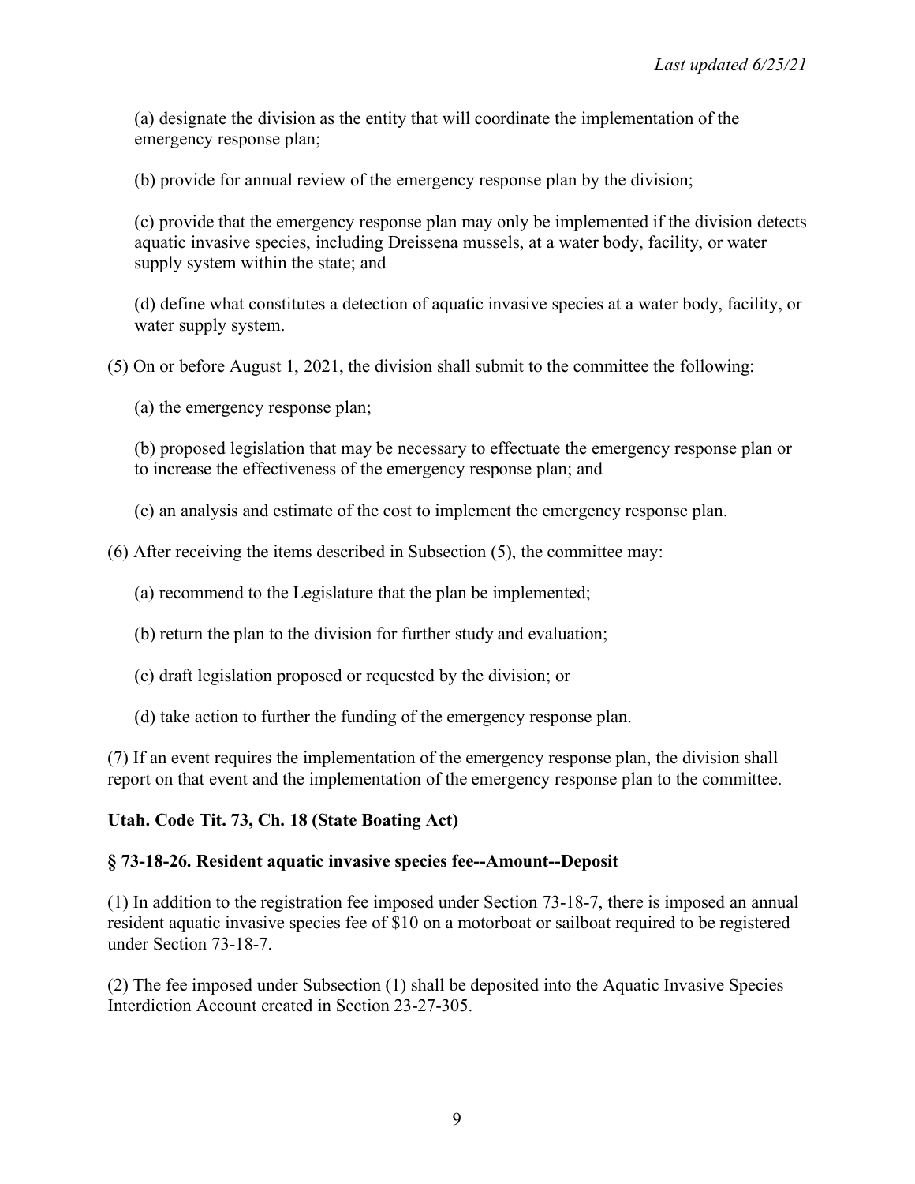(a) designate the division as the entity that will coordinate the implementation of the emergency response plan;

(b) provide for annual review of the emergency response plan by the division;

(c) provide that the emergency response plan may only be implemented if the division detects aquatic invasive species, including Dreissena mussels, at a water body, facility, or water supply system within the state; and

(d) define what constitutes a detection of aquatic invasive species at a water body, facility, or water supply system.

(5) On or before August 1, 2021, the division shall submit to the committee the following:

(a) the emergency response plan;

(b) proposed legislation that may be necessary to effectuate the emergency response plan or to increase the effectiveness of the emergency response plan; and

(c) an analysis and estimate of the cost to implement the emergency response plan.

(6) After receiving the items described in Subsection (5), the committee may:

(a) recommend to the Legislature that the plan be implemented;

(b) return the plan to the division for further study and evaluation;

(c) draft legislation proposed or requested by the division; or

(d) take action to further the funding of the emergency response plan.

(7) If an event requires the implementation of the emergency response plan, the division shall report on that event and the implementation of the emergency response plan to the committee.

**Utah. Code Tit. 73, Ch. 18 (State Boating Act)**

**§ 73-18-26. Resident aquatic invasive species fee--Amount--Deposit**

(1) In addition to the registration fee imposed under Section 73-18-7, there is imposed an annual resident aquatic invasive species fee of $10 on a motorboat or sailboat required to be registered under Section 73-18-7.

(2) The fee imposed under Subsection (1) shall be deposited into the Aquatic Invasive Species Interdiction Account created in Section 23-27-305.